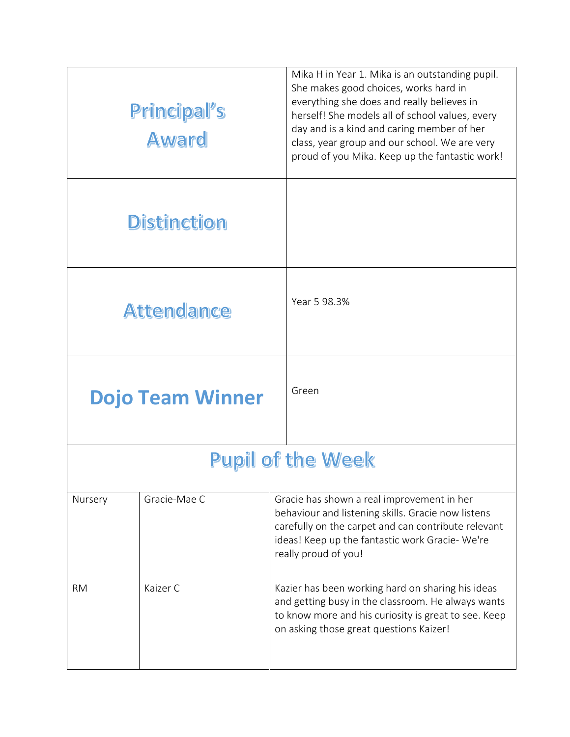| Principal's Award | Mika H in Year 1. Mika is an outstanding pupil. She makes good choices, works hard in everything she does and really believes in herself! She models all of school values, every day and is a kind and caring member of her class, year group and our school. We are very proud of you Mika. Keep up the fantastic work! |
| --- | --- |
| Distinction | |
| Attendance | Year 5 98.3% |
| Dojo Team Winner | Green |

## Pupil of the Week

| Class | Pupil | Comment |
| --- | --- | --- |
| Nursery | Gracie-Mae C | Gracie has shown a real improvement in her behaviour and listening skills. Gracie now listens carefully on the carpet and can contribute relevant ideas! Keep up the fantastic work Gracie- We're really proud of you! |
| RM | Kaizer C | Kazier has been working hard on sharing his ideas and getting busy in the classroom. He always wants to know more and his curiosity is great to see. Keep on asking those great questions Kaizer! |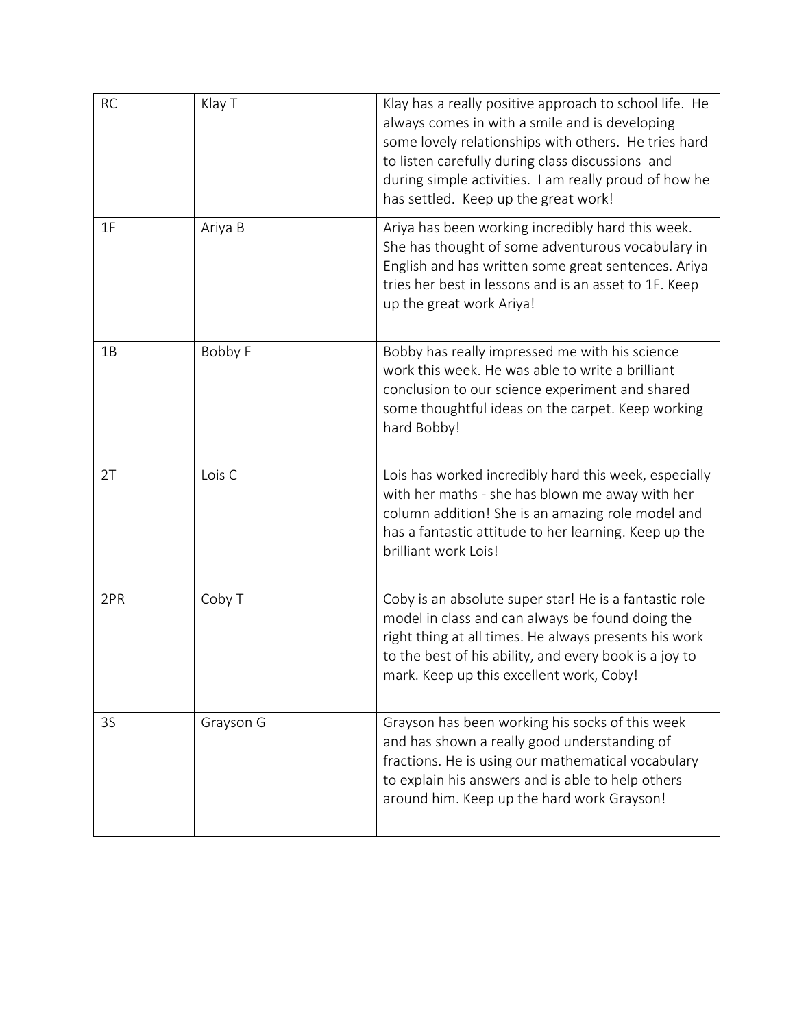| RC | Klay T | Klay has a really positive approach to school life. He always comes in with a smile and is developing some lovely relationships with others. He tries hard to listen carefully during class discussions and during simple activities. I am really proud of how he has settled. Keep up the great work! |
|---|---|---|
| 1F | Ariya B | Ariya has been working incredibly hard this week. She has thought of some adventurous vocabulary in English and has written some great sentences. Ariya tries her best in lessons and is an asset to 1F. Keep up the great work Ariya! |
| 1B | Bobby F | Bobby has really impressed me with his science work this week. He was able to write a brilliant conclusion to our science experiment and shared some thoughtful ideas on the carpet. Keep working hard Bobby! |
| 2T | Lois C | Lois has worked incredibly hard this week, especially with her maths - she has blown me away with her column addition! She is an amazing role model and has a fantastic attitude to her learning. Keep up the brilliant work Lois! |
| 2PR | Coby T | Coby is an absolute super star! He is a fantastic role model in class and can always be found doing the right thing at all times. He always presents his work to the best of his ability, and every book is a joy to mark. Keep up this excellent work, Coby! |
| 3S | Grayson G | Grayson has been working his socks of this week and has shown a really good understanding of fractions. He is using our mathematical vocabulary to explain his answers and is able to help others around him. Keep up the hard work Grayson! |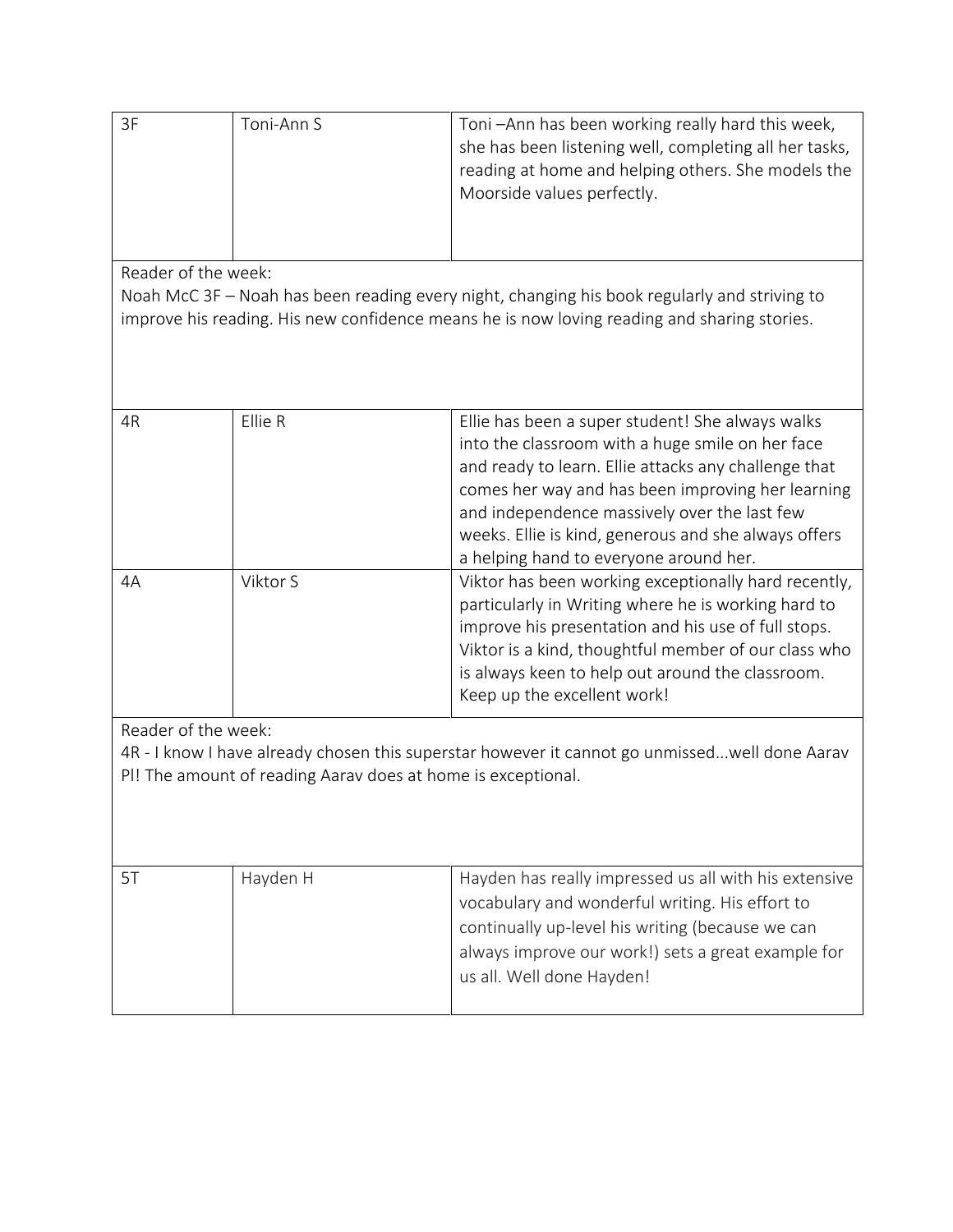| 3F | Toni-Ann S | Toni –Ann has been working really hard this week, she has been listening well, completing all her tasks, reading at home and helping others. She models the Moorside values perfectly. |
|---|---|---|

Reader of the week:
Noah McC 3F – Noah has been reading every night, changing his book regularly and striving to improve his reading. His new confidence means he is now loving reading and sharing stories.

| 4R | Ellie R | Ellie has been a super student! She always walks into the classroom with a huge smile on her face and ready to learn. Ellie attacks any challenge that comes her way and has been improving her learning and independence massively over the last few weeks. Ellie is kind, generous and she always offers a helping hand to everyone around her. |
|---|---|---|
| 4A | Viktor S | Viktor has been working exceptionally hard recently, particularly in Writing where he is working hard to improve his presentation and his use of full stops. Viktor is a kind, thoughtful member of our class who is always keen to help out around the classroom. Keep up the excellent work! |

Reader of the week:
4R - I know I have already chosen this superstar however it cannot go unmissed...well done Aarav Pl! The amount of reading Aarav does at home is exceptional.

| 5T | Hayden H | Hayden has really impressed us all with his extensive vocabulary and wonderful writing. His effort to continually up-level his writing (because we can always improve our work!) sets a great example for us all. Well done Hayden! |
|---|---|---|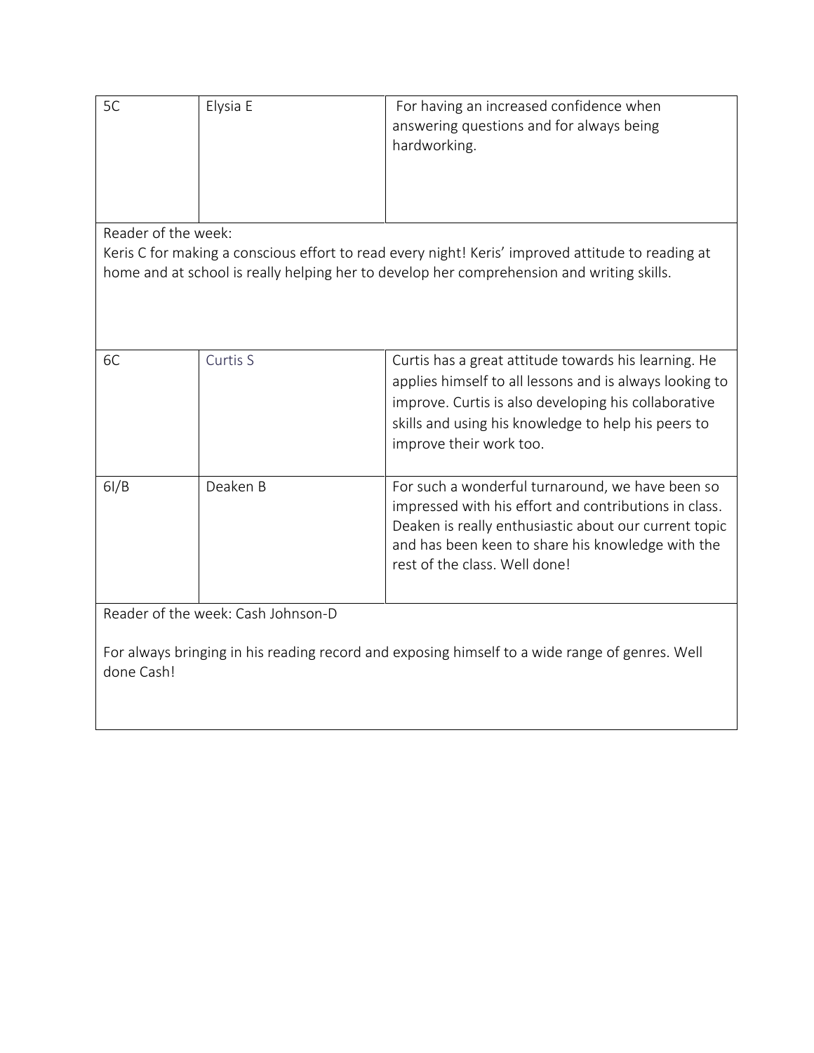| | | |
|---|---|---|
| 5C | Elysia E | For having an increased confidence when answering questions and for always being hardworking. |
| Reader of the week: Keris C for making a conscious effort to read every night! Keris' improved attitude to reading at home and at school is really helping her to develop her comprehension and writing skills. | | |
| 6C | Curtis S | Curtis has a great attitude towards his learning. He applies himself to all lessons and is always looking to improve. Curtis is also developing his collaborative skills and using his knowledge to help his peers to improve their work too. |
| 6I/B | Deaken B | For such a wonderful turnaround, we have been so impressed with his effort and contributions in class. Deaken is really enthusiastic about our current topic and has been keen to share his knowledge with the rest of the class. Well done! |
| Reader of the week: Cash Johnson-D<br><br>For always bringing in his reading record and exposing himself to a wide range of genres. Well done Cash! | | |